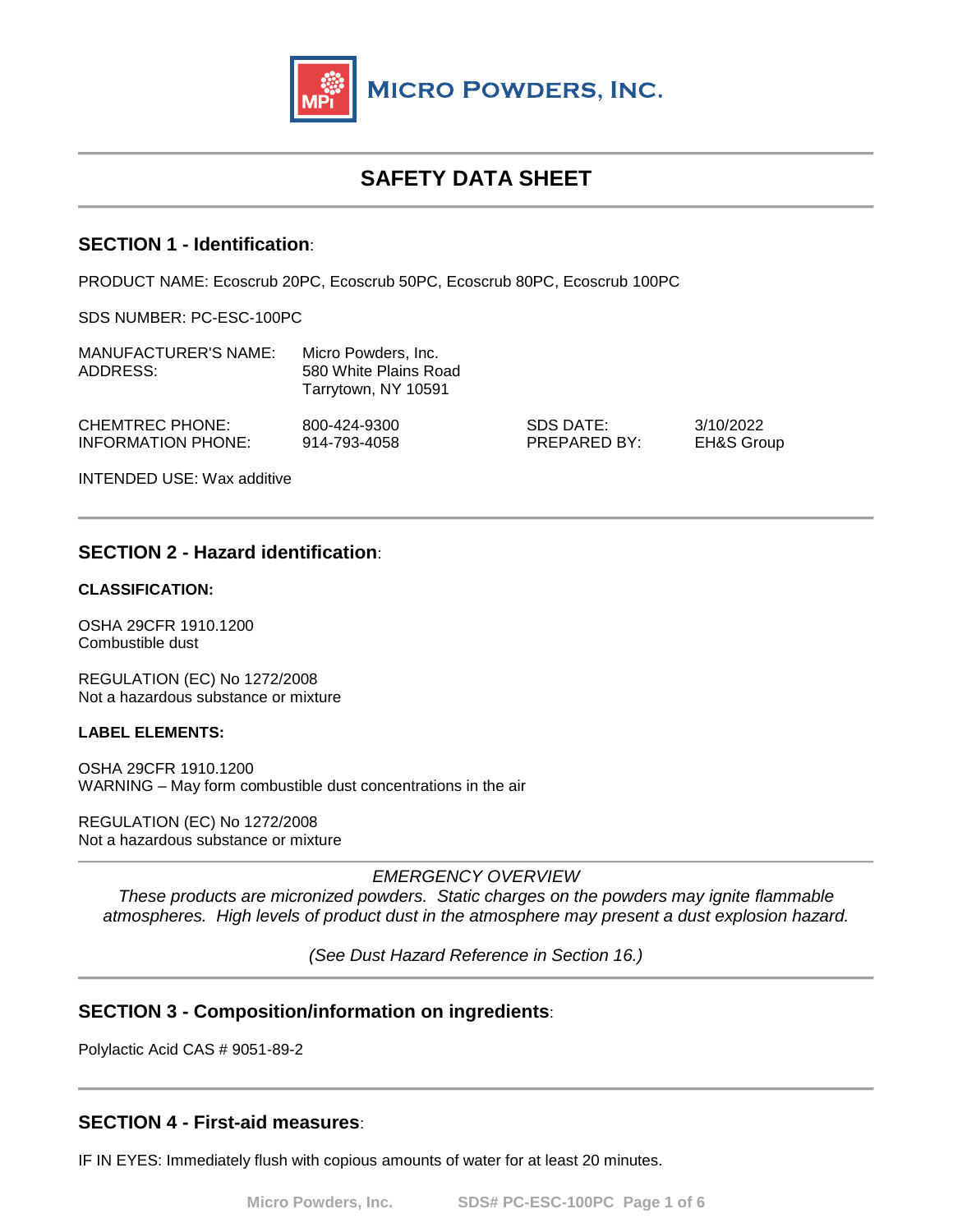MICRO POWDERS, INC.

# SAFETY DATA SHEET

## SECTION 1 - Identification:

PRODUCT NAME: Ecoscrub 20PC, Ecoscrub 50PC, Ecoscrub 80PC, Ecoscrub 100PC

SDS NUMBER: PC-ESC-100PC

| | | | |
|---|---|---|---|
| MANUFACTURER'S NAME: | Micro Powders, Inc. | | |
| ADDRESS: | 580 White Plains Road<br>Tarrytown, NY 10591 | | |
| CHEMTREC PHONE: | 800-424-9300 | SDS DATE: | 3/10/2022 |
| INFORMATION PHONE: | 914-793-4058 | PREPARED BY: | EH&S Group |

INTENDED USE: Wax additive

## SECTION 2 - Hazard identification:

**CLASSIFICATION:**

OSHA 29CFR 1910.1200
Combustible dust

REGULATION (EC) No 1272/2008
Not a hazardous substance or mixture

**LABEL ELEMENTS:**

OSHA 29CFR 1910.1200
WARNING – May form combustible dust concentrations in the air

REGULATION (EC) No 1272/2008
Not a hazardous substance or mixture

*EMERGENCY OVERVIEW*

*These products are micronized powders. Static charges on the powders may ignite flammable atmospheres. High levels of product dust in the atmosphere may present a dust explosion hazard.*

*(See Dust Hazard Reference in Section 16.)*

## SECTION 3 - Composition/information on ingredients:

Polylactic Acid CAS # 9051-89-2

## SECTION 4 - First-aid measures:

IF IN EYES: Immediately flush with copious amounts of water for at least 20 minutes.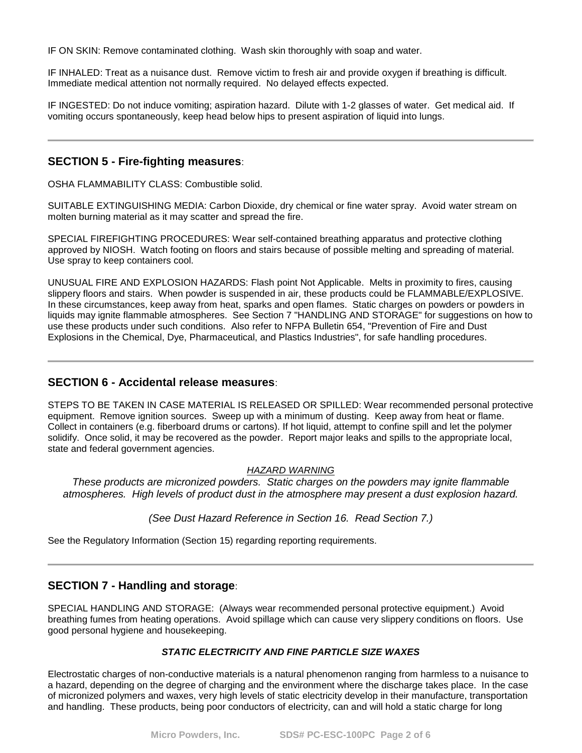IF ON SKIN: Remove contaminated clothing. Wash skin thoroughly with soap and water.

IF INHALED: Treat as a nuisance dust. Remove victim to fresh air and provide oxygen if breathing is difficult. Immediate medical attention not normally required. No delayed effects expected.

IF INGESTED: Do not induce vomiting; aspiration hazard. Dilute with 1-2 glasses of water. Get medical aid. If vomiting occurs spontaneously, keep head below hips to present aspiration of liquid into lungs.

---

## SECTION 5 - Fire-fighting measures:

OSHA FLAMMABILITY CLASS: Combustible solid.

SUITABLE EXTINGUISHING MEDIA: Carbon Dioxide, dry chemical or fine water spray. Avoid water stream on molten burning material as it may scatter and spread the fire.

SPECIAL FIREFIGHTING PROCEDURES: Wear self-contained breathing apparatus and protective clothing approved by NIOSH. Watch footing on floors and stairs because of possible melting and spreading of material. Use spray to keep containers cool.

UNUSUAL FIRE AND EXPLOSION HAZARDS: Flash point Not Applicable. Melts in proximity to fires, causing slippery floors and stairs. When powder is suspended in air, these products could be FLAMMABLE/EXPLOSIVE. In these circumstances, keep away from heat, sparks and open flames. Static charges on powders or powders in liquids may ignite flammable atmospheres. See Section 7 "HANDLING AND STORAGE" for suggestions on how to use these products under such conditions. Also refer to NFPA Bulletin 654, "Prevention of Fire and Dust Explosions in the Chemical, Dye, Pharmaceutical, and Plastics Industries", for safe handling procedures.

---

## SECTION 6 - Accidental release measures:

STEPS TO BE TAKEN IN CASE MATERIAL IS RELEASED OR SPILLED: Wear recommended personal protective equipment. Remove ignition sources. Sweep up with a minimum of dusting. Keep away from heat or flame. Collect in containers (e.g. fiberboard drums or cartons). If hot liquid, attempt to confine spill and let the polymer solidify. Once solid, it may be recovered as the powder. Report major leaks and spills to the appropriate local, state and federal government agencies.

*HAZARD WARNING*

*These products are micronized powders. Static charges on the powders may ignite flammable atmospheres. High levels of product dust in the atmosphere may present a dust explosion hazard.*

*(See Dust Hazard Reference in Section 16. Read Section 7.)*

See the Regulatory Information (Section 15) regarding reporting requirements.

---

## SECTION 7 - Handling and storage:

SPECIAL HANDLING AND STORAGE: (Always wear recommended personal protective equipment.) Avoid breathing fumes from heating operations. Avoid spillage which can cause very slippery conditions on floors. Use good personal hygiene and housekeeping.

***STATIC ELECTRICITY AND FINE PARTICLE SIZE WAXES***

Electrostatic charges of non-conductive materials is a natural phenomenon ranging from harmless to a nuisance to a hazard, depending on the degree of charging and the environment where the discharge takes place. In the case of micronized polymers and waxes, very high levels of static electricity develop in their manufacture, transportation and handling. These products, being poor conductors of electricity, can and will hold a static charge for long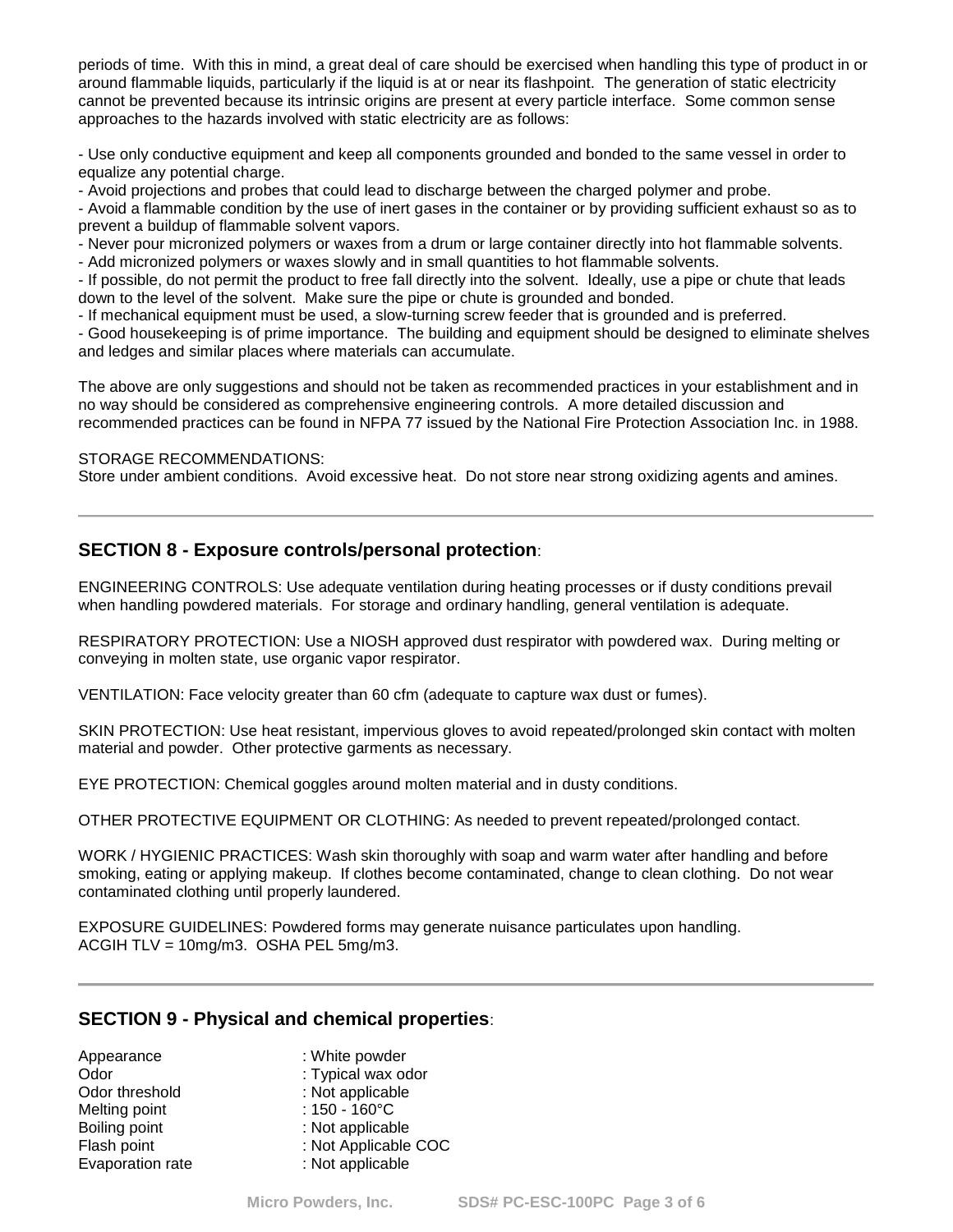periods of time. With this in mind, a great deal of care should be exercised when handling this type of product in or around flammable liquids, particularly if the liquid is at or near its flashpoint. The generation of static electricity cannot be prevented because its intrinsic origins are present at every particle interface. Some common sense approaches to the hazards involved with static electricity are as follows:

- Use only conductive equipment and keep all components grounded and bonded to the same vessel in order to equalize any potential charge.
- Avoid projections and probes that could lead to discharge between the charged polymer and probe.
- Avoid a flammable condition by the use of inert gases in the container or by providing sufficient exhaust so as to prevent a buildup of flammable solvent vapors.
- Never pour micronized polymers or waxes from a drum or large container directly into hot flammable solvents.
- Add micronized polymers or waxes slowly and in small quantities to hot flammable solvents.
- If possible, do not permit the product to free fall directly into the solvent. Ideally, use a pipe or chute that leads down to the level of the solvent. Make sure the pipe or chute is grounded and bonded.
- If mechanical equipment must be used, a slow-turning screw feeder that is grounded and is preferred.
- Good housekeeping is of prime importance. The building and equipment should be designed to eliminate shelves and ledges and similar places where materials can accumulate.

The above are only suggestions and should not be taken as recommended practices in your establishment and in no way should be considered as comprehensive engineering controls. A more detailed discussion and recommended practices can be found in NFPA 77 issued by the National Fire Protection Association Inc. in 1988.

STORAGE RECOMMENDATIONS:
Store under ambient conditions. Avoid excessive heat. Do not store near strong oxidizing agents and amines.

---

## SECTION 8 - Exposure controls/personal protection:

ENGINEERING CONTROLS: Use adequate ventilation during heating processes or if dusty conditions prevail when handling powdered materials. For storage and ordinary handling, general ventilation is adequate.

RESPIRATORY PROTECTION: Use a NIOSH approved dust respirator with powdered wax. During melting or conveying in molten state, use organic vapor respirator.

VENTILATION: Face velocity greater than 60 cfm (adequate to capture wax dust or fumes).

SKIN PROTECTION: Use heat resistant, impervious gloves to avoid repeated/prolonged skin contact with molten material and powder. Other protective garments as necessary.

EYE PROTECTION: Chemical goggles around molten material and in dusty conditions.

OTHER PROTECTIVE EQUIPMENT OR CLOTHING: As needed to prevent repeated/prolonged contact.

WORK / HYGIENIC PRACTICES: Wash skin thoroughly with soap and warm water after handling and before smoking, eating or applying makeup. If clothes become contaminated, change to clean clothing. Do not wear contaminated clothing until properly laundered.

EXPOSURE GUIDELINES: Powdered forms may generate nuisance particulates upon handling.
ACGIH TLV = 10mg/m3. OSHA PEL 5mg/m3.

---

## SECTION 9 - Physical and chemical properties:

| | |
|---|---|
| Appearance | : White powder |
| Odor | : Typical wax odor |
| Odor threshold | : Not applicable |
| Melting point | : 150 - 160°C |
| Boiling point | : Not applicable |
| Flash point | : Not Applicable COC |
| Evaporation rate | : Not applicable |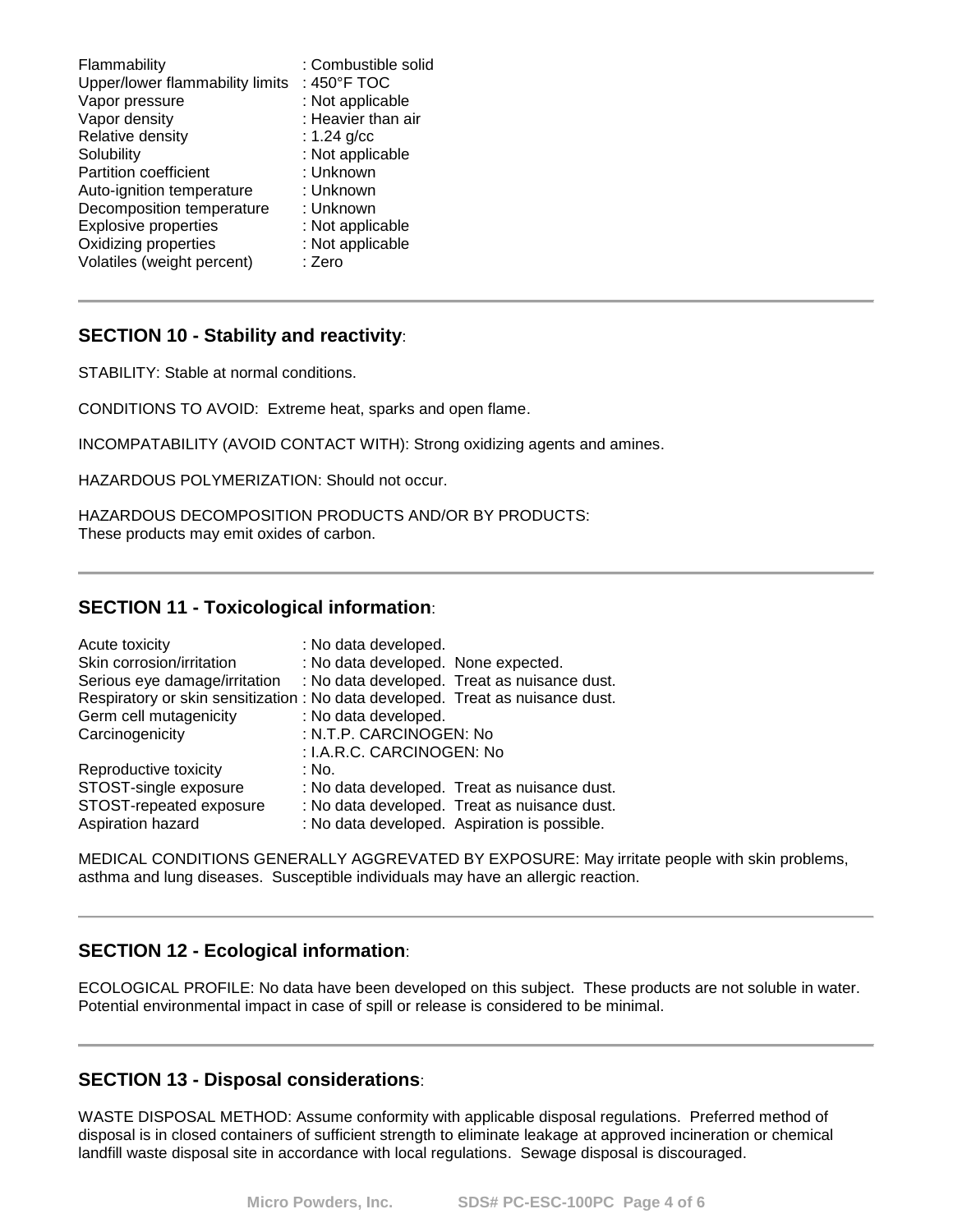| | |
|---|---|
| Flammability | : Combustible solid |
| Upper/lower flammability limits | : 450°F TOC |
| Vapor pressure | : Not applicable |
| Vapor density | : Heavier than air |
| Relative density | : 1.24 g/cc |
| Solubility | : Not applicable |
| Partition coefficient | : Unknown |
| Auto-ignition temperature | : Unknown |
| Decomposition temperature | : Unknown |
| Explosive properties | : Not applicable |
| Oxidizing properties | : Not applicable |
| Volatiles (weight percent) | : Zero |

---

## SECTION 10 - Stability and reactivity:

STABILITY: Stable at normal conditions.

CONDITIONS TO AVOID: Extreme heat, sparks and open flame.

INCOMPATABILITY (AVOID CONTACT WITH): Strong oxidizing agents and amines.

HAZARDOUS POLYMERIZATION: Should not occur.

HAZARDOUS DECOMPOSITION PRODUCTS AND/OR BY PRODUCTS:
These products may emit oxides of carbon.

---

## SECTION 11 - Toxicological information:

| | |
|---|---|
| Acute toxicity | : No data developed. |
| Skin corrosion/irritation | : No data developed. None expected. |
| Serious eye damage/irritation | : No data developed. Treat as nuisance dust. |
| Respiratory or skin sensitization | : No data developed. Treat as nuisance dust. |
| Germ cell mutagenicity | : No data developed. |
| Carcinogenicity | : N.T.P. CARCINOGEN: No |
| | : I.A.R.C. CARCINOGEN: No |
| Reproductive toxicity | : No. |
| STOST-single exposure | : No data developed. Treat as nuisance dust. |
| STOST-repeated exposure | : No data developed. Treat as nuisance dust. |
| Aspiration hazard | : No data developed. Aspiration is possible. |

MEDICAL CONDITIONS GENERALLY AGGREVATED BY EXPOSURE: May irritate people with skin problems, asthma and lung diseases. Susceptible individuals may have an allergic reaction.

---

## SECTION 12 - Ecological information:

ECOLOGICAL PROFILE: No data have been developed on this subject. These products are not soluble in water. Potential environmental impact in case of spill or release is considered to be minimal.

---

## SECTION 13 - Disposal considerations:

WASTE DISPOSAL METHOD: Assume conformity with applicable disposal regulations. Preferred method of disposal is in closed containers of sufficient strength to eliminate leakage at approved incineration or chemical landfill waste disposal site in accordance with local regulations. Sewage disposal is discouraged.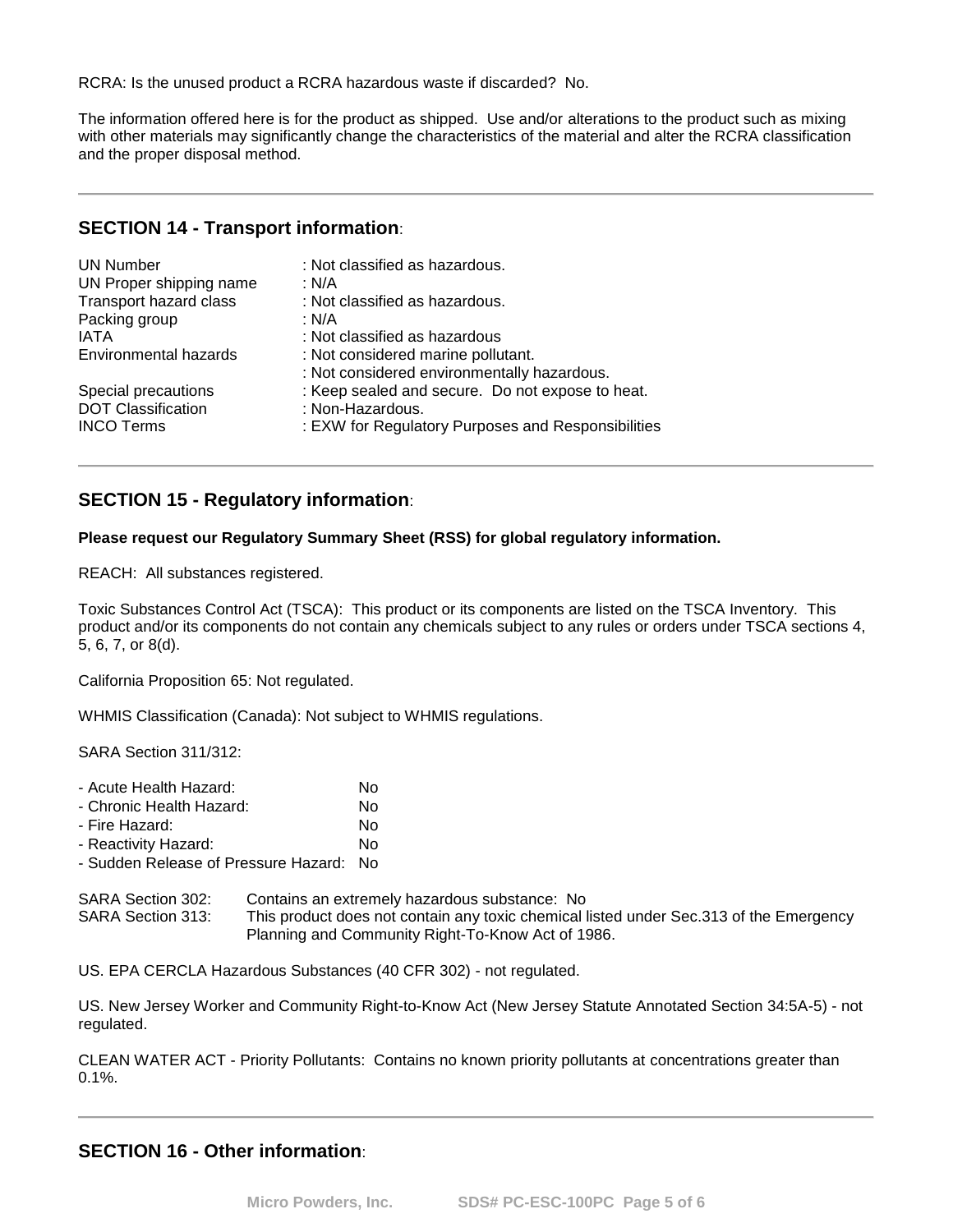RCRA: Is the unused product a RCRA hazardous waste if discarded? No.

The information offered here is for the product as shipped. Use and/or alterations to the product such as mixing with other materials may significantly change the characteristics of the material and alter the RCRA classification and the proper disposal method.

---

## SECTION 14 - Transport information:

| | |
|---|---|
| UN Number | : Not classified as hazardous. |
| UN Proper shipping name | : N/A |
| Transport hazard class | : Not classified as hazardous. |
| Packing group | : N/A |
| IATA | : Not classified as hazardous |
| Environmental hazards | : Not considered marine pollutant.<br>: Not considered environmentally hazardous. |
| Special precautions | : Keep sealed and secure. Do not expose to heat. |
| DOT Classification | : Non-Hazardous. |
| INCO Terms | : EXW for Regulatory Purposes and Responsibilities |

---

## SECTION 15 - Regulatory information:

**Please request our Regulatory Summary Sheet (RSS) for global regulatory information.**

REACH: All substances registered.

Toxic Substances Control Act (TSCA): This product or its components are listed on the TSCA Inventory. This product and/or its components do not contain any chemicals subject to any rules or orders under TSCA sections 4, 5, 6, 7, or 8(d).

California Proposition 65: Not regulated.

WHMIS Classification (Canada): Not subject to WHMIS regulations.

SARA Section 311/312:

| | |
|---|---|
| - Acute Health Hazard: | No |
| - Chronic Health Hazard: | No |
| - Fire Hazard: | No |
| - Reactivity Hazard: | No |
| - Sudden Release of Pressure Hazard: | No |

| | |
|---|---|
| SARA Section 302: | Contains an extremely hazardous substance: No |
| SARA Section 313: | This product does not contain any toxic chemical listed under Sec.313 of the Emergency Planning and Community Right-To-Know Act of 1986. |

US. EPA CERCLA Hazardous Substances (40 CFR 302) - not regulated.

US. New Jersey Worker and Community Right-to-Know Act (New Jersey Statute Annotated Section 34:5A-5) - not regulated.

CLEAN WATER ACT - Priority Pollutants: Contains no known priority pollutants at concentrations greater than 0.1%.

---

## SECTION 16 - Other information: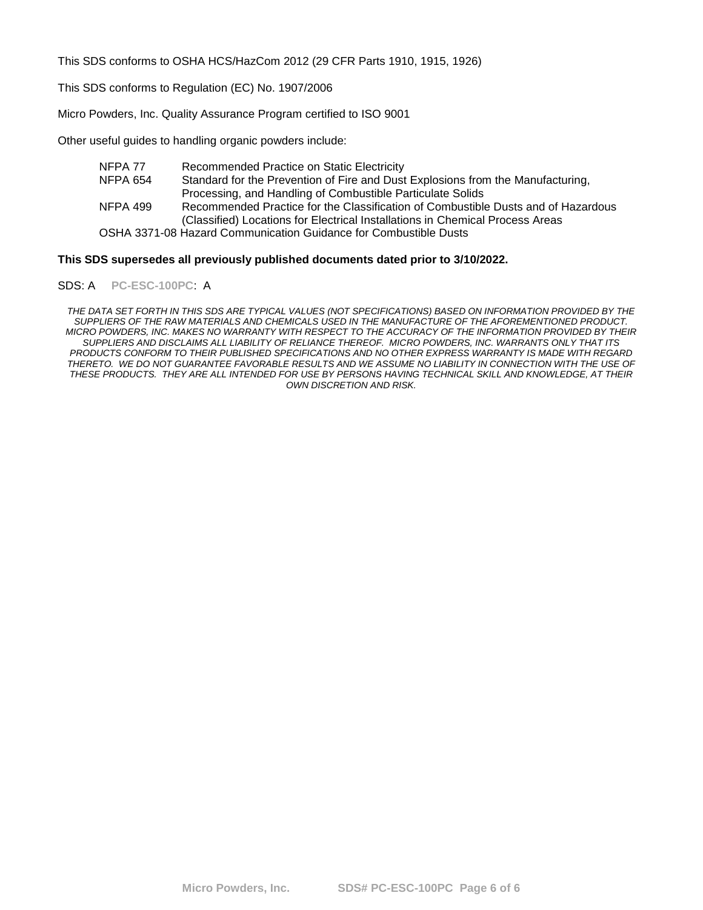This SDS conforms to OSHA HCS/HazCom 2012 (29 CFR Parts 1910, 1915, 1926)

This SDS conforms to Regulation (EC) No. 1907/2006

Micro Powders, Inc. Quality Assurance Program certified to ISO 9001

Other useful guides to handling organic powders include:

| | |
|---|---|
| NFPA 77 | Recommended Practice on Static Electricity |
| NFPA 654 | Standard for the Prevention of Fire and Dust Explosions from the Manufacturing, Processing, and Handling of Combustible Particulate Solids |
| NFPA 499 | Recommended Practice for the Classification of Combustible Dusts and of Hazardous (Classified) Locations for Electrical Installations in Chemical Process Areas |

OSHA 3371-08 Hazard Communication Guidance for Combustible Dusts

**This SDS supersedes all previously published documents dated prior to 3/10/2022.**

SDS: A **PC-ESC-100PC**: A

*THE DATA SET FORTH IN THIS SDS ARE TYPICAL VALUES (NOT SPECIFICATIONS) BASED ON INFORMATION PROVIDED BY THE SUPPLIERS OF THE RAW MATERIALS AND CHEMICALS USED IN THE MANUFACTURE OF THE AFOREMENTIONED PRODUCT. MICRO POWDERS, INC. MAKES NO WARRANTY WITH RESPECT TO THE ACCURACY OF THE INFORMATION PROVIDED BY THEIR SUPPLIERS AND DISCLAIMS ALL LIABILITY OF RELIANCE THEREOF. MICRO POWDERS, INC. WARRANTS ONLY THAT ITS PRODUCTS CONFORM TO THEIR PUBLISHED SPECIFICATIONS AND NO OTHER EXPRESS WARRANTY IS MADE WITH REGARD THERETO. WE DO NOT GUARANTEE FAVORABLE RESULTS AND WE ASSUME NO LIABILITY IN CONNECTION WITH THE USE OF THESE PRODUCTS. THEY ARE ALL INTENDED FOR USE BY PERSONS HAVING TECHNICAL SKILL AND KNOWLEDGE, AT THEIR OWN DISCRETION AND RISK.*